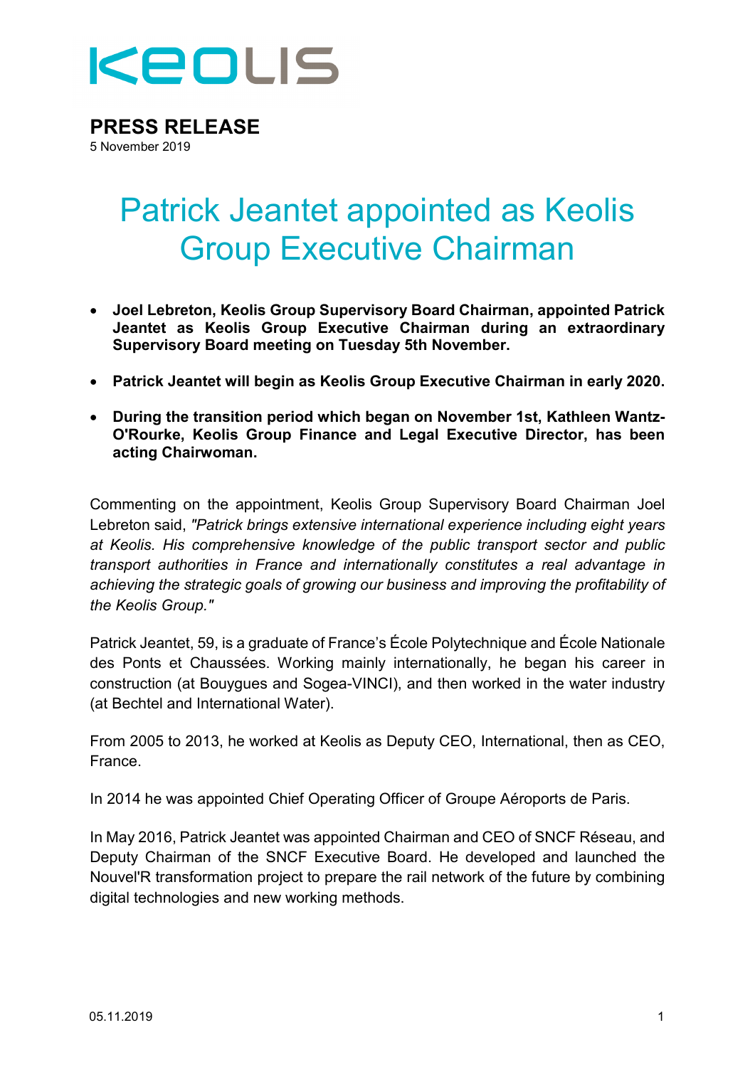**PRESS RELEASE**
5 November 2019

# Patrick Jeantet appointed as Keolis Group Executive Chairman

- **Joel Lebreton, Keolis Group Supervisory Board Chairman, appointed Patrick Jeantet as Keolis Group Executive Chairman during an extraordinary Supervisory Board meeting on Tuesday 5th November.**
- **Patrick Jeantet will begin as Keolis Group Executive Chairman in early 2020.**
- **During the transition period which began on November 1st, Kathleen Wantz-O'Rourke, Keolis Group Finance and Legal Executive Director, has been acting Chairwoman.**

Commenting on the appointment, Keolis Group Supervisory Board Chairman Joel Lebreton said, *"Patrick brings extensive international experience including eight years at Keolis. His comprehensive knowledge of the public transport sector and public transport authorities in France and internationally constitutes a real advantage in achieving the strategic goals of growing our business and improving the profitability of the Keolis Group."*

Patrick Jeantet, 59, is a graduate of France's École Polytechnique and École Nationale des Ponts et Chaussées. Working mainly internationally, he began his career in construction (at Bouygues and Sogea-VINCI), and then worked in the water industry (at Bechtel and International Water).

From 2005 to 2013, he worked at Keolis as Deputy CEO, International, then as CEO, France.

In 2014 he was appointed Chief Operating Officer of Groupe Aéroports de Paris.

In May 2016, Patrick Jeantet was appointed Chairman and CEO of SNCF Réseau, and Deputy Chairman of the SNCF Executive Board. He developed and launched the Nouvel'R transformation project to prepare the rail network of the future by combining digital technologies and new working methods.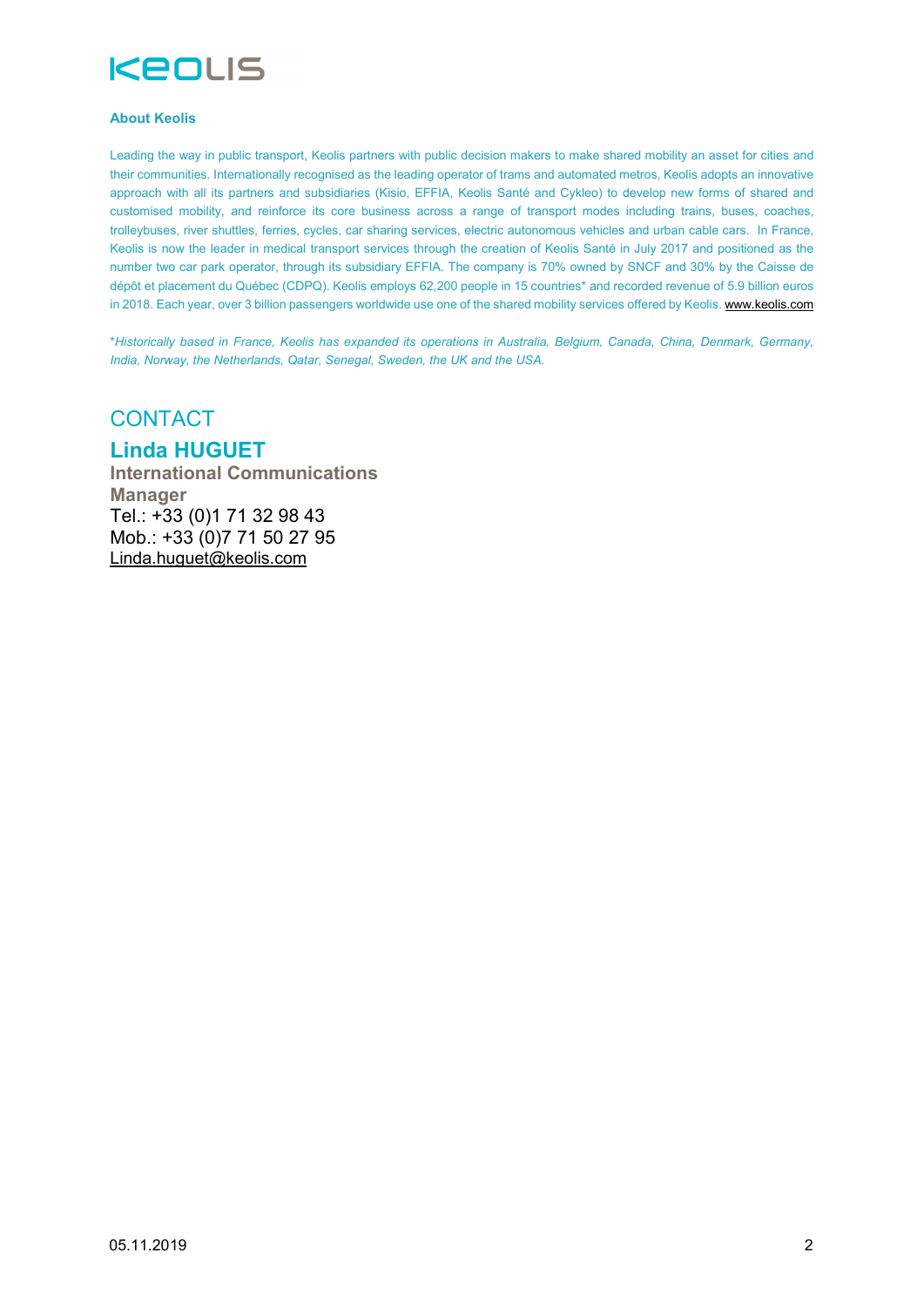### About Keolis

Leading the way in public transport, Keolis partners with public decision makers to make shared mobility an asset for cities and their communities. Internationally recognised as the leading operator of trams and automated metros, Keolis adopts an innovative approach with all its partners and subsidiaries (Kisio, EFFIA, Keolis Santé and Cykleo) to develop new forms of shared and customised mobility, and reinforce its core business across a range of transport modes including trains, buses, coaches, trolleybuses, river shuttles, ferries, cycles, car sharing services, electric autonomous vehicles and urban cable cars. In France, Keolis is now the leader in medical transport services through the creation of Keolis Santé in July 2017 and positioned as the number two car park operator, through its subsidiary EFFIA. The company is 70% owned by SNCF and 30% by the Caisse de dépôt et placement du Québec (CDPQ). Keolis employs 62,200 people in 15 countries* and recorded revenue of 5.9 billion euros in 2018. Each year, over 3 billion passengers worldwide use one of the shared mobility services offered by Keolis. www.keolis.com

*\*Historically based in France, Keolis has expanded its operations in Australia, Belgium, Canada, China, Denmark, Germany, India, Norway, the Netherlands, Qatar, Senegal, Sweden, the UK and the USA.*

## CONTACT

**Linda HUGUET**
**International Communications Manager**
Tel.: +33 (0)1 71 32 98 43
Mob.: +33 (0)7 71 50 27 95
Linda.huguet@keolis.com

05.11.2019